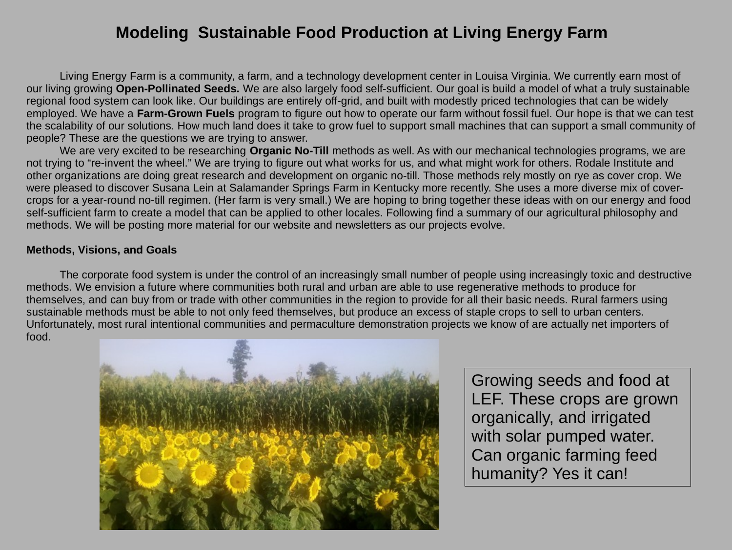# Modeling Sustainable Food Production at Living Energy Farm

Living Energy Farm is a community, a farm, and a technology development center in Louisa Virginia. We currently earn most of our living growing **Open-Pollinated Seeds.** We are also largely food self-sufficient. Our goal is build a model of what a truly sustainable regional food system can look like. Our buildings are entirely off-grid, and built with modestly priced technologies that can be widely employed. We have a **Farm-Grown Fuels** program to figure out how to operate our farm without fossil fuel. Our hope is that we can test the scalability of our solutions. How much land does it take to grow fuel to support small machines that can support a small community of people? These are the questions we are trying to answer.

We are very excited to be researching **Organic No-Till** methods as well. As with our mechanical technologies programs, we are not trying to "re-invent the wheel." We are trying to figure out what works for us, and what might work for others. Rodale Institute and other organizations are doing great research and development on organic no-till. Those methods rely mostly on rye as cover crop. We were pleased to discover Susana Lein at Salamander Springs Farm in Kentucky more recently. She uses a more diverse mix of cover-crops for a year-round no-till regimen. (Her farm is very small.) We are hoping to bring together these ideas with on our energy and food self-sufficient farm to create a model that can be applied to other locales. Following find a summary of our agricultural philosophy and methods. We will be posting more material for our website and newsletters as our projects evolve.

**Methods, Visions, and Goals**

The corporate food system is under the control of an increasingly small number of people using increasingly toxic and destructive methods. We envision a future where communities both rural and urban are able to use regenerative methods to produce for themselves, and can buy from or trade with other communities in the region to provide for all their basic needs. Rural farmers using sustainable methods must be able to not only feed themselves, but produce an excess of staple crops to sell to urban centers. Unfortunately, most rural intentional communities and permaculture demonstration projects we know of are actually net importers of food.

Growing seeds and food at LEF. These crops are grown organically, and irrigated with solar pumped water. Can organic farming feed humanity? Yes it can!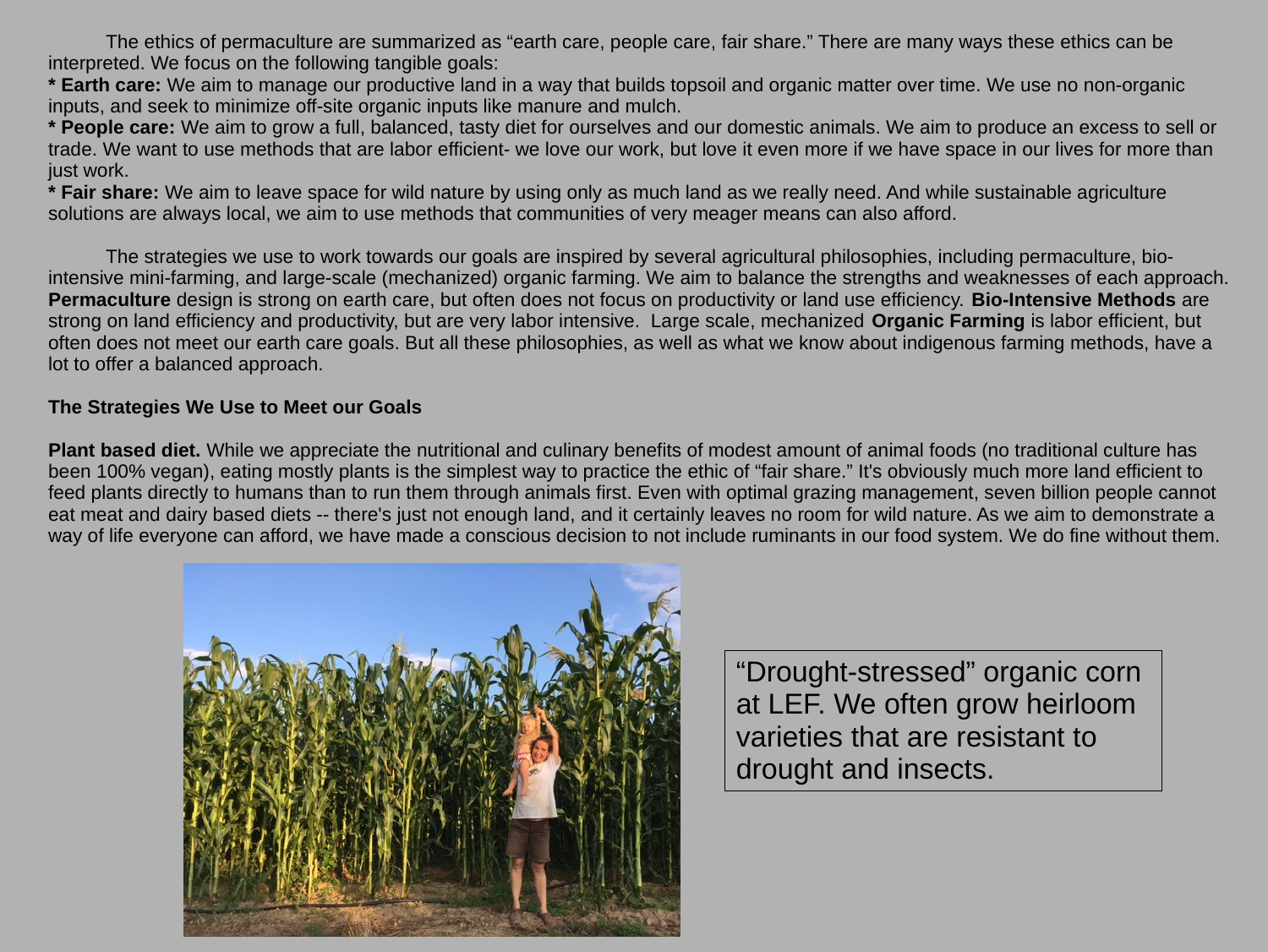The ethics of permaculture are summarized as "earth care, people care, fair share." There are many ways these ethics can be interpreted. We focus on the following tangible goals:

* **Earth care:** We aim to manage our productive land in a way that builds topsoil and organic matter over time. We use no non-organic inputs, and seek to minimize off-site organic inputs like manure and mulch.
* **People care:** We aim to grow a full, balanced, tasty diet for ourselves and our domestic animals. We aim to produce an excess to sell or trade. We want to use methods that are labor efficient- we love our work, but love it even more if we have space in our lives for more than just work.
* **Fair share:** We aim to leave space for wild nature by using only as much land as we really need. And while sustainable agriculture solutions are always local, we aim to use methods that communities of very meager means can also afford.

The strategies we use to work towards our goals are inspired by several agricultural philosophies, including permaculture, bio-intensive mini-farming, and large-scale (mechanized) organic farming. We aim to balance the strengths and weaknesses of each approach. **Permaculture** design is strong on earth care, but often does not focus on productivity or land use efficiency. **Bio-Intensive Methods** are strong on land efficiency and productivity, but are very labor intensive. Large scale, mechanized **Organic Farming** is labor efficient, but often does not meet our earth care goals. But all these philosophies, as well as what we know about indigenous farming methods, have a lot to offer a balanced approach.

**The Strategies We Use to Meet our Goals**

**Plant based diet.** While we appreciate the nutritional and culinary benefits of modest amount of animal foods (no traditional culture has been 100% vegan), eating mostly plants is the simplest way to practice the ethic of "fair share." It's obviously much more land efficient to feed plants directly to humans than to run them through animals first. Even with optimal grazing management, seven billion people cannot eat meat and dairy based diets -- there's just not enough land, and it certainly leaves no room for wild nature. As we aim to demonstrate a way of life everyone can afford, we have made a conscious decision to not include ruminants in our food system. We do fine without them.

"Drought-stressed" organic corn at LEF. We often grow heirloom varieties that are resistant to drought and insects.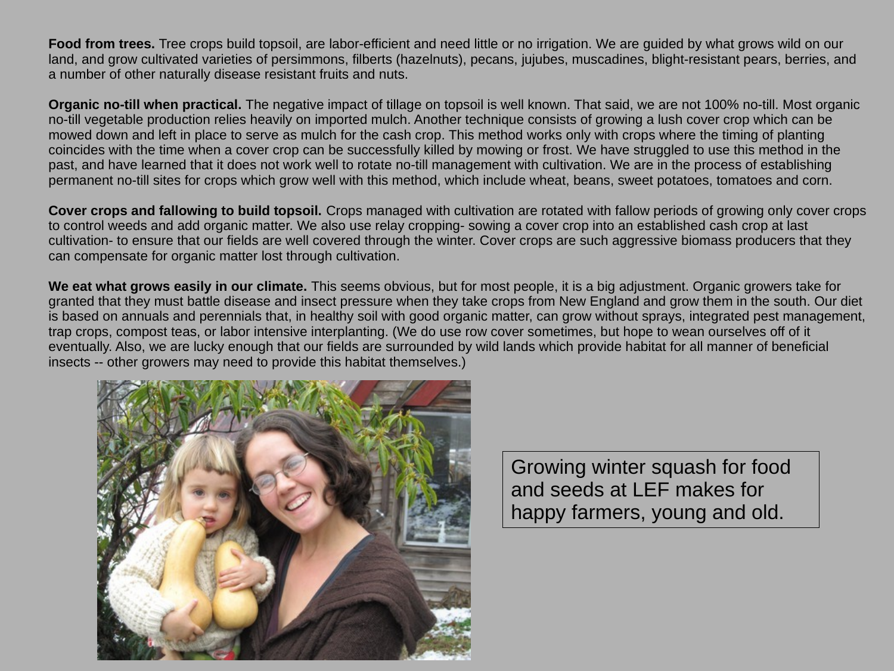**Food from trees.** Tree crops build topsoil, are labor-efficient and need little or no irrigation. We are guided by what grows wild on our land, and grow cultivated varieties of persimmons, filberts (hazelnuts), pecans, jujubes, muscadines, blight-resistant pears, berries, and a number of other naturally disease resistant fruits and nuts.

**Organic no-till when practical.** The negative impact of tillage on topsoil is well known. That said, we are not 100% no-till. Most organic no-till vegetable production relies heavily on imported mulch. Another technique consists of growing a lush cover crop which can be mowed down and left in place to serve as mulch for the cash crop. This method works only with crops where the timing of planting coincides with the time when a cover crop can be successfully killed by mowing or frost. We have struggled to use this method in the past, and have learned that it does not work well to rotate no-till management with cultivation. We are in the process of establishing permanent no-till sites for crops which grow well with this method, which include wheat, beans, sweet potatoes, tomatoes and corn.

**Cover crops and fallowing to build topsoil.** Crops managed with cultivation are rotated with fallow periods of growing only cover crops to control weeds and add organic matter. We also use relay cropping- sowing a cover crop into an established cash crop at last cultivation- to ensure that our fields are well covered through the winter. Cover crops are such aggressive biomass producers that they can compensate for organic matter lost through cultivation.

**We eat what grows easily in our climate.** This seems obvious, but for most people, it is a big adjustment. Organic growers take for granted that they must battle disease and insect pressure when they take crops from New England and grow them in the south. Our diet is based on annuals and perennials that, in healthy soil with good organic matter, can grow without sprays, integrated pest management, trap crops, compost teas, or labor intensive interplanting. (We do use row cover sometimes, but hope to wean ourselves off of it eventually. Also, we are lucky enough that our fields are surrounded by wild lands which provide habitat for all manner of beneficial insects -- other growers may need to provide this habitat themselves.)

Growing winter squash for food and seeds at LEF makes for happy farmers, young and old.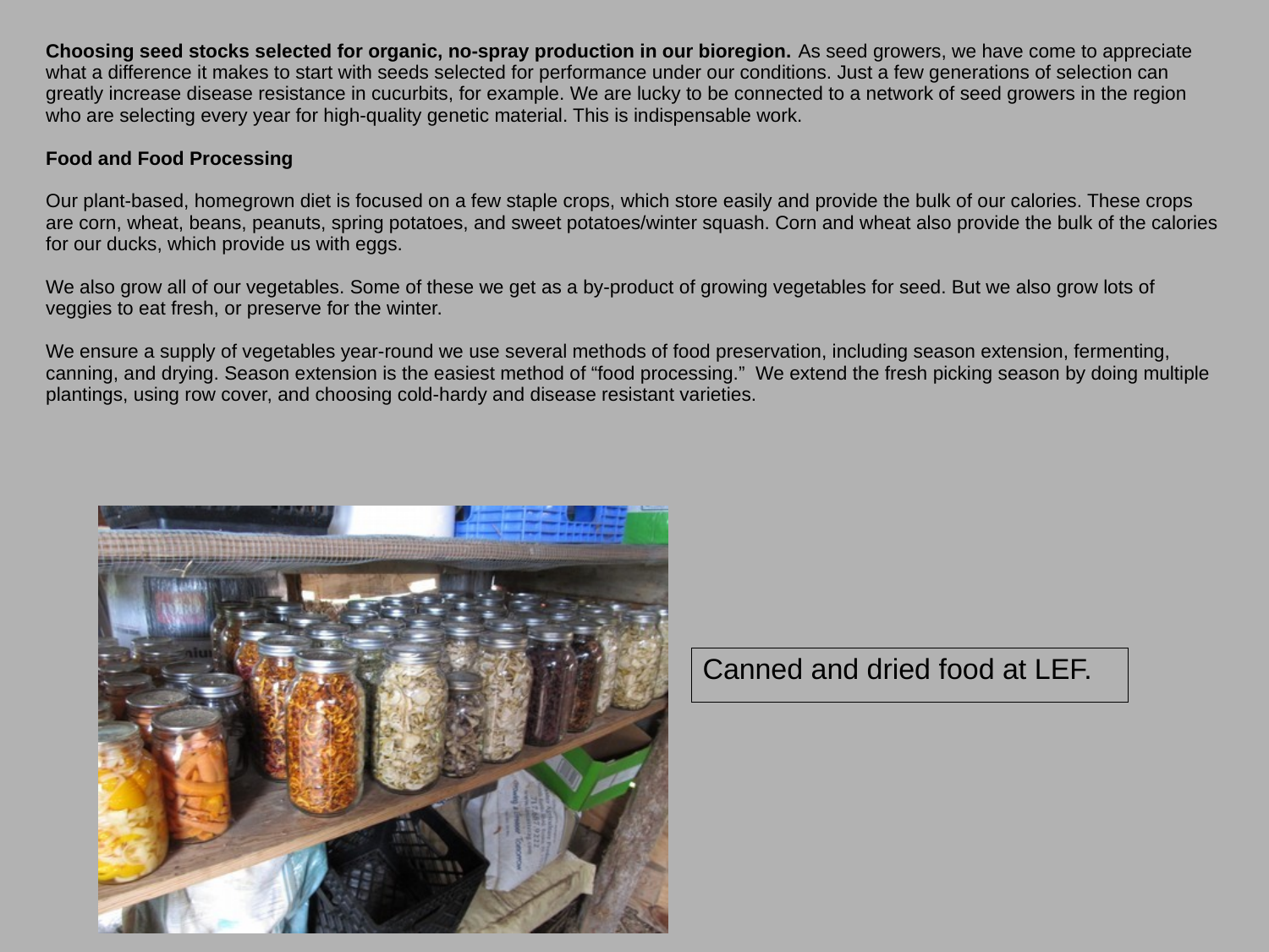**Choosing seed stocks selected for organic, no-spray production in our bioregion.** As seed growers, we have come to appreciate what a difference it makes to start with seeds selected for performance under our conditions. Just a few generations of selection can greatly increase disease resistance in cucurbits, for example. We are lucky to be connected to a network of seed growers in the region who are selecting every year for high-quality genetic material. This is indispensable work.

**Food and Food Processing**

Our plant-based, homegrown diet is focused on a few staple crops, which store easily and provide the bulk of our calories. These crops are corn, wheat, beans, peanuts, spring potatoes, and sweet potatoes/winter squash. Corn and wheat also provide the bulk of the calories for our ducks, which provide us with eggs.

We also grow all of our vegetables. Some of these we get as a by-product of growing vegetables for seed. But we also grow lots of veggies to eat fresh, or preserve for the winter.

We ensure a supply of vegetables year-round we use several methods of food preservation, including season extension, fermenting, canning, and drying. Season extension is the easiest method of "food processing." We extend the fresh picking season by doing multiple plantings, using row cover, and choosing cold-hardy and disease resistant varieties.

Canned and dried food at LEF.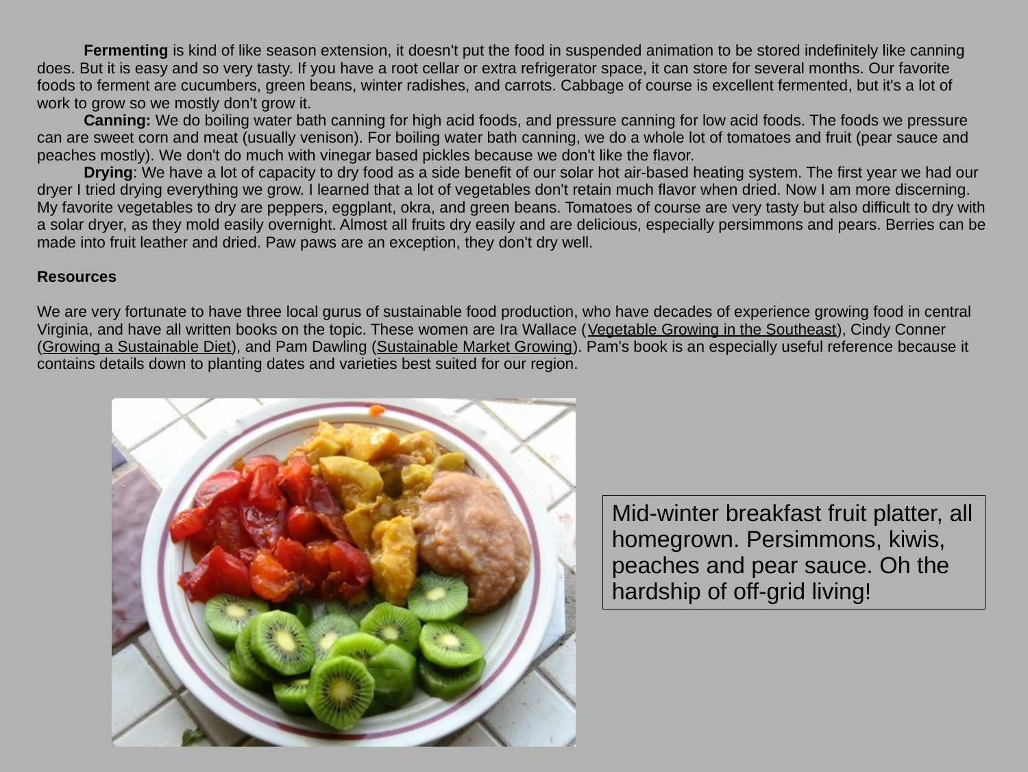**Fermenting** is kind of like season extension, it doesn't put the food in suspended animation to be stored indefinitely like canning does. But it is easy and so very tasty. If you have a root cellar or extra refrigerator space, it can store for several months. Our favorite foods to ferment are cucumbers, green beans, winter radishes, and carrots. Cabbage of course is excellent fermented, but it's a lot of work to grow so we mostly don't grow it.

**Canning:** We do boiling water bath canning for high acid foods, and pressure canning for low acid foods. The foods we pressure can are sweet corn and meat (usually venison). For boiling water bath canning, we do a whole lot of tomatoes and fruit (pear sauce and peaches mostly). We don't do much with vinegar based pickles because we don't like the flavor.

**Drying**: We have a lot of capacity to dry food as a side benefit of our solar hot air-based heating system. The first year we had our dryer I tried drying everything we grow. I learned that a lot of vegetables don't retain much flavor when dried. Now I am more discerning. My favorite vegetables to dry are peppers, eggplant, okra, and green beans. Tomatoes of course are very tasty but also difficult to dry with a solar dryer, as they mold easily overnight. Almost all fruits dry easily and are delicious, especially persimmons and pears. Berries can be made into fruit leather and dried. Paw paws are an exception, they don't dry well.

**Resources**

We are very fortunate to have three local gurus of sustainable food production, who have decades of experience growing food in central Virginia, and have all written books on the topic. These women are Ira Wallace (Vegetable Growing in the Southeast), Cindy Conner (Growing a Sustainable Diet), and Pam Dawling (Sustainable Market Growing). Pam's book is an especially useful reference because it contains details down to planting dates and varieties best suited for our region.

Mid-winter breakfast fruit platter, all homegrown. Persimmons, kiwis, peaches and pear sauce. Oh the hardship of off-grid living!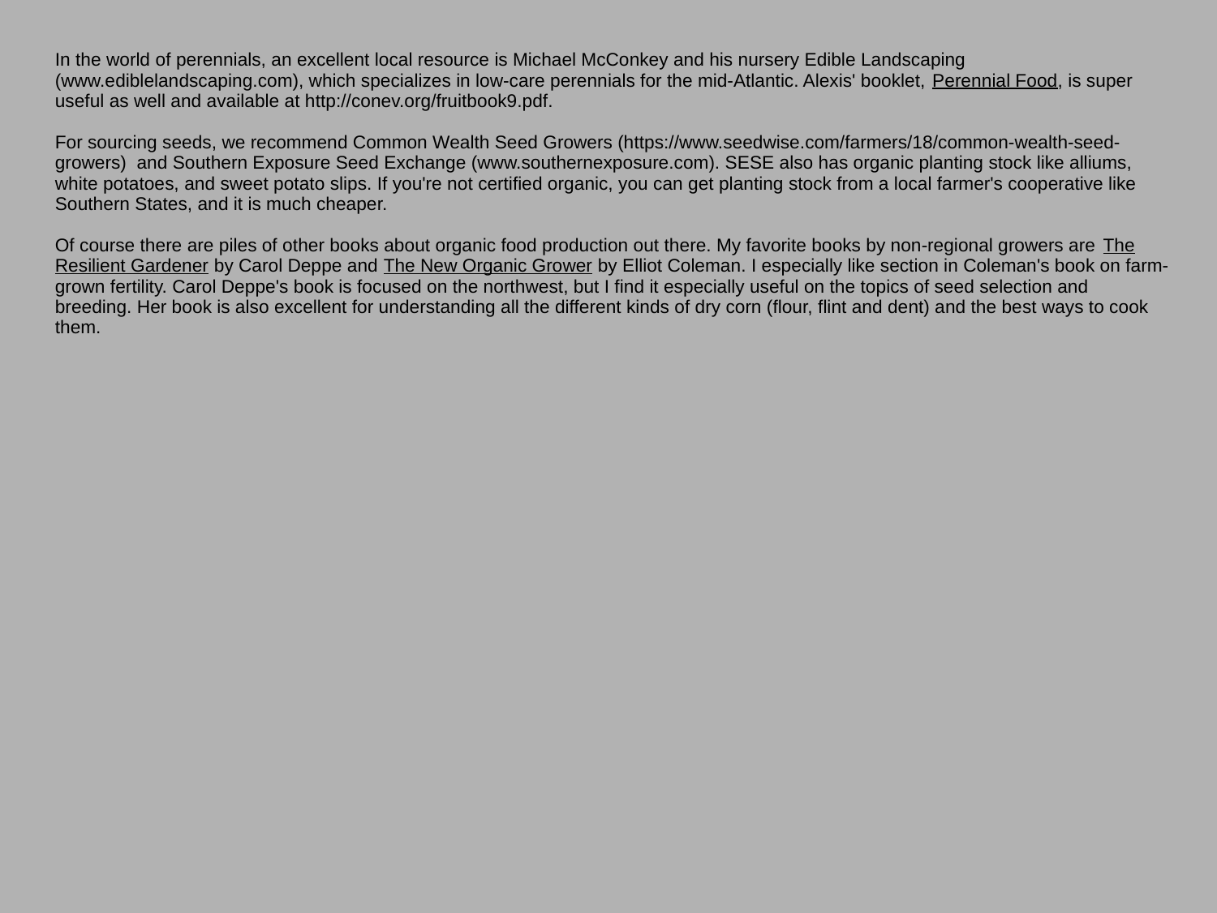In the world of perennials, an excellent local resource is Michael McConkey and his nursery Edible Landscaping (www.ediblelandscaping.com), which specializes in low-care perennials for the mid-Atlantic. Alexis' booklet, Perennial Food, is super useful as well and available at http://conev.org/fruitbook9.pdf.

For sourcing seeds, we recommend Common Wealth Seed Growers (https://www.seedwise.com/farmers/18/common-wealth-seed-growers) and Southern Exposure Seed Exchange (www.southernexposure.com). SESE also has organic planting stock like alliums, white potatoes, and sweet potato slips. If you're not certified organic, you can get planting stock from a local farmer's cooperative like Southern States, and it is much cheaper.

Of course there are piles of other books about organic food production out there. My favorite books by non-regional growers are The Resilient Gardener by Carol Deppe and The New Organic Grower by Elliot Coleman. I especially like section in Coleman's book on farm-grown fertility. Carol Deppe's book is focused on the northwest, but I find it especially useful on the topics of seed selection and breeding. Her book is also excellent for understanding all the different kinds of dry corn (flour, flint and dent) and the best ways to cook them.